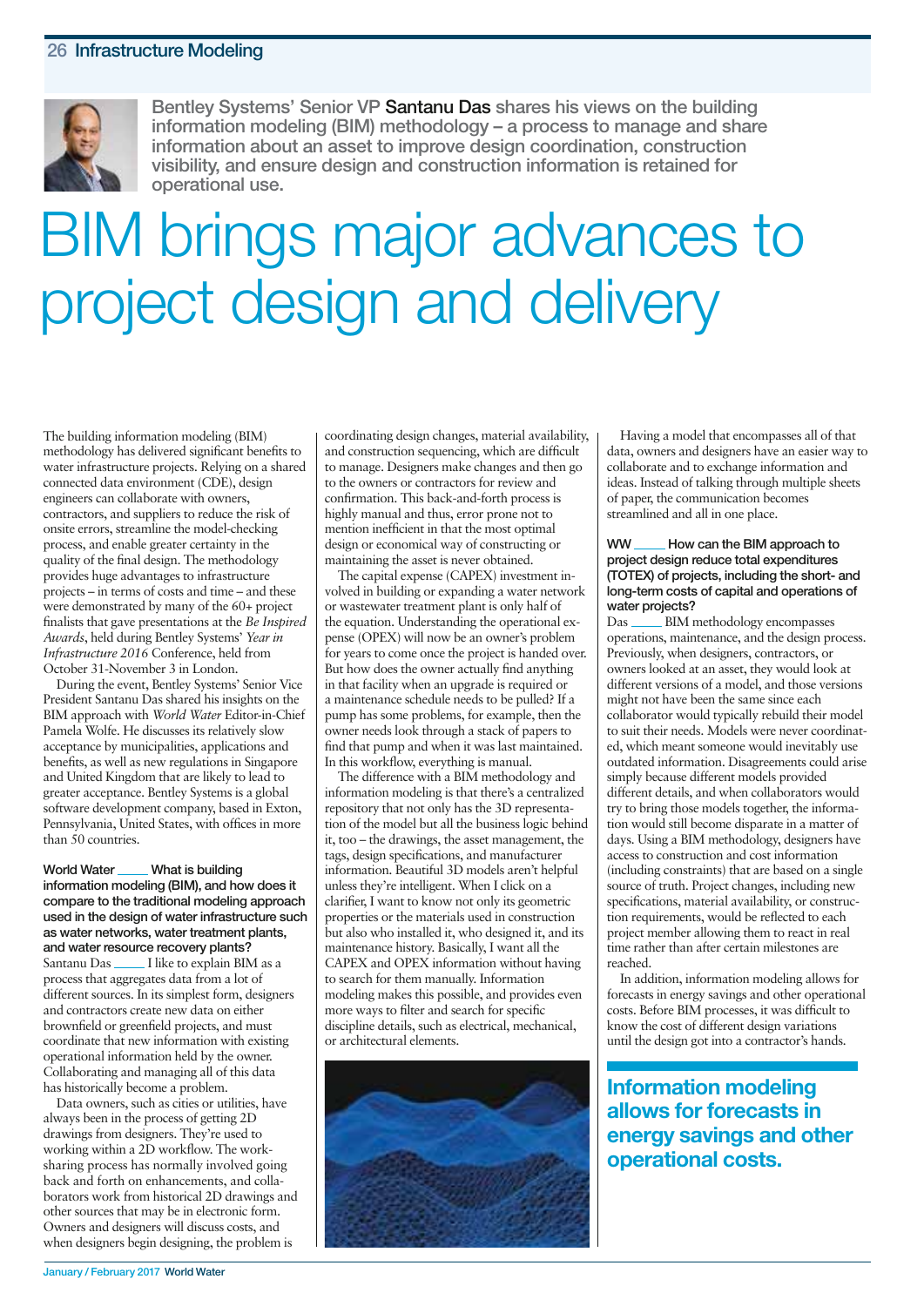Bentley Systems' Senior VP **Santanu Das** shares his views on the building information modeling (BIM) methodology – a process to manage and share information about an asset to improve design coordination, construction visibility, and ensure design and construction information is retained for operational use.

# BIM brings major advances to project design and delivery

The building information modeling (BIM) methodology has delivered significant benefits to water infrastructure projects. Relying on a shared connected data environment (CDE), design engineers can collaborate with owners, contractors, and suppliers to reduce the risk of onsite errors, streamline the model-checking process, and enable greater certainty in the quality of the final design. The methodology provides huge advantages to infrastructure projects – in terms of costs and time – and these were demonstrated by many of the 60+ project finalists that gave presentations at the *Be Inspired Awards*, held during Bentley Systems' *Year in Infrastructure 2016* Conference, held from October 31-November 3 in London.

During the event, Bentley Systems' Senior Vice President Santanu Das shared his insights on the BIM approach with *World Water* Editor-in-Chief Pamela Wolfe. He discusses its relatively slow acceptance by municipalities, applications and benefits, as well as new regulations in Singapore and United Kingdom that are likely to lead to greater acceptance. Bentley Systems is a global software development company, based in Exton, Pennsylvania, United States, with offices in more than 50 countries.

**World Water \_\_\_\_ What is building information modeling (BIM), and how does it compare to the traditional modeling approach used in the design of water infrastructure such as water networks, water treatment plants, and water resource recovery plants?**

Santanu Das \_\_\_\_ I like to explain BIM as a process that aggregates data from a lot of different sources. In its simplest form, designers and contractors create new data on either brownfield or greenfield projects, and must coordinate that new information with existing operational information held by the owner. Collaborating and managing all of this data has historically become a problem.

Data owners, such as cities or utilities, have always been in the process of getting 2D drawings from designers. They're used to working within a 2D workflow. The work-sharing process has normally involved going back and forth on enhancements, and collaborators work from historical 2D drawings and other sources that may be in electronic form. Owners and designers will discuss costs, and when designers begin designing, the problem is coordinating design changes, material availability, and construction sequencing, which are difficult to manage. Designers make changes and then go to the owners or contractors for review and confirmation. This back-and-forth process is highly manual and thus, error prone not to mention inefficient in that the most optimal design or economical way of constructing or maintaining the asset is never obtained.

The capital expense (CAPEX) investment involved in building or expanding a water network or wastewater treatment plant is only half of the equation. Understanding the operational expense (OPEX) will now be an owner's problem for years to come once the project is handed over. But how does the owner actually find anything in that facility when an upgrade is required or a maintenance schedule needs to be pulled? If a pump has some problems, for example, then the owner needs look through a stack of papers to find that pump and when it was last maintained. In this workflow, everything is manual.

The difference with a BIM methodology and information modeling is that there's a centralized repository that not only has the 3D representation of the model but all the business logic behind it, too – the drawings, the asset management, the tags, design specifications, and manufacturer information. Beautiful 3D models aren't helpful unless they're intelligent. When I click on a clarifier, I want to know not only its geometric properties or the materials used in construction but also who installed it, who designed it, and its maintenance history. Basically, I want all the CAPEX and OPEX information without having to search for them manually. Information modeling makes this possible, and provides even more ways to filter and search for specific discipline details, such as electrical, mechanical, or architectural elements.

Having a model that encompasses all of that data, owners and designers have an easier way to collaborate and to exchange information and ideas. Instead of talking through multiple sheets of paper, the communication becomes streamlined and all in one place.

**WW \_\_\_\_ How can the BIM approach to project design reduce total expenditures (TOTEX) of projects, including the short- and long-term costs of capital and operations of water projects?**

Das \_\_\_\_ BIM methodology encompasses operations, maintenance, and the design process. Previously, when designers, contractors, or owners looked at an asset, they would look at different versions of a model, and those versions might not have been the same since each collaborator would typically rebuild their model to suit their needs. Models were never coordinated, which meant someone would inevitably use outdated information. Disagreements could arise simply because different models provided different details, and when collaborators would try to bring those models together, the information would still become disparate in a matter of days. Using a BIM methodology, designers have access to construction and cost information (including constraints) that are based on a single source of truth. Project changes, including new specifications, material availability, or construction requirements, would be reflected to each project member allowing them to react in real time rather than after certain milestones are reached.

In addition, information modeling allows for forecasts in energy savings and other operational costs. Before BIM processes, it was difficult to know the cost of different design variations until the design got into a contractor's hands.

**Information modeling allows for forecasts in energy savings and other operational costs.**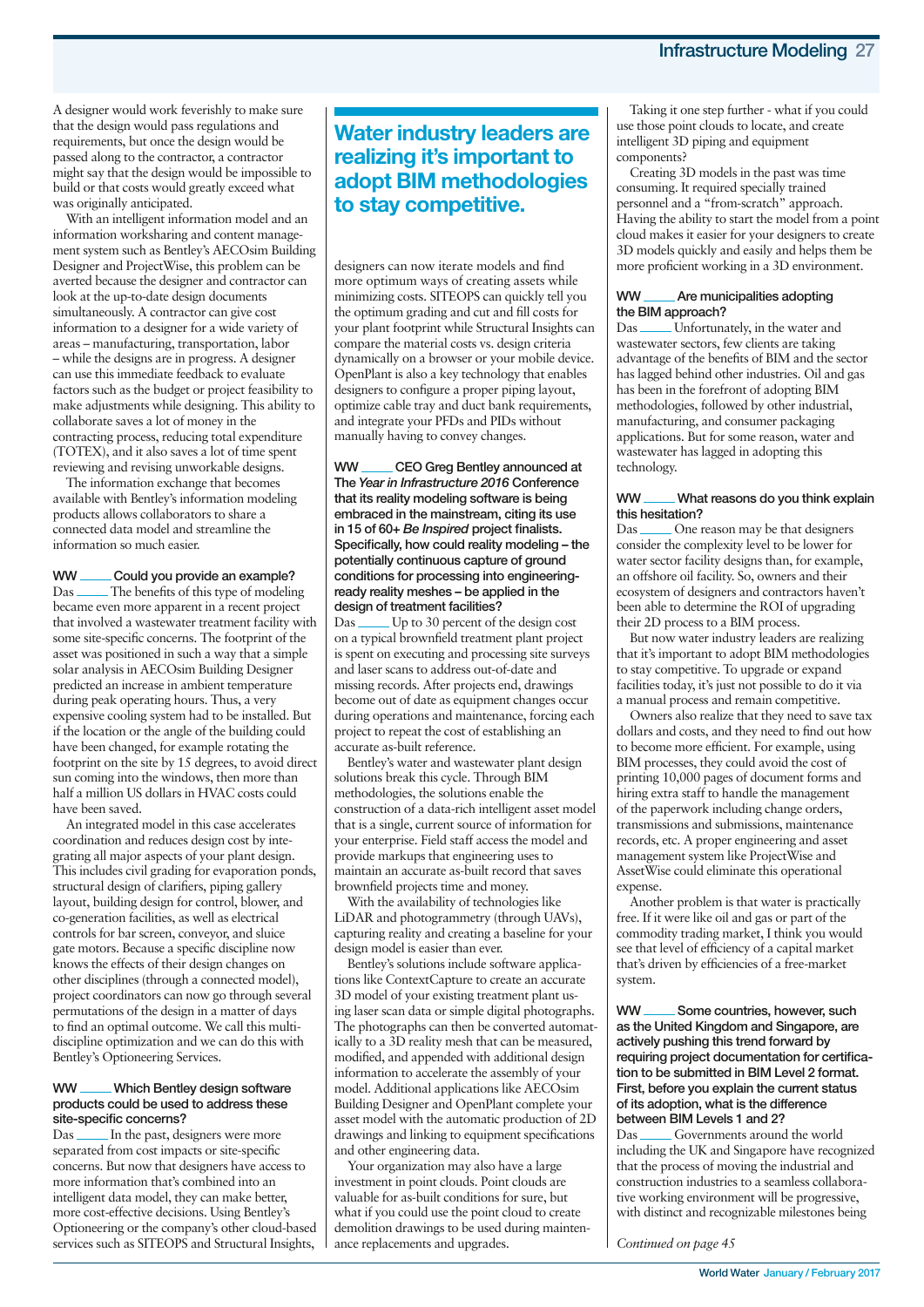A designer would work feverishly to make sure that the design would pass regulations and requirements, but once the design would be passed along to the contractor, a contractor might say that the design would be impossible to build or that costs would greatly exceed what was originally anticipated.

With an intelligent information model and an information worksharing and content management system such as Bentley's AECOsim Building Designer and ProjectWise, this problem can be averted because the designer and contractor can look at the up-to-date design documents simultaneously. A contractor can give cost information to a designer for a wide variety of areas – manufacturing, transportation, labor – while the designs are in progress. A designer can use this immediate feedback to evaluate factors such as the budget or project feasibility to make adjustments while designing. This ability to collaborate saves a lot of money in the contracting process, reducing total expenditure (TOTEX), and it also saves a lot of time spent reviewing and revising unworkable designs.

The information exchange that becomes available with Bentley's information modeling products allows collaborators to share a connected data model and streamline the information so much easier.

**WW _____ Could you provide an example?**

Das _____ The benefits of this type of modeling became even more apparent in a recent project that involved a wastewater treatment facility with some site-specific concerns. The footprint of the asset was positioned in such a way that a simple solar analysis in AECOsim Building Designer predicted an increase in ambient temperature during peak operating hours. Thus, a very expensive cooling system had to be installed. But if the location or the angle of the building could have been changed, for example rotating the footprint on the site by 15 degrees, to avoid direct sun coming into the windows, then more than half a million US dollars in HVAC costs could have been saved.

An integrated model in this case accelerates coordination and reduces design cost by integrating all major aspects of your plant design. This includes civil grading for evaporation ponds, structural design of clarifiers, piping gallery layout, building design for control, blower, and co-generation facilities, as well as electrical controls for bar screen, conveyor, and sluice gate motors. Because a specific discipline now knows the effects of their design changes on other disciplines (through a connected model), project coordinators can now go through several permutations of the design in a matter of days to find an optimal outcome. We call this multi-discipline optimization and we can do this with Bentley's Optioneering Services.

**WW _____ Which Bentley design software products could be used to address these site-specific concerns?**

Das _____ In the past, designers were more separated from cost impacts or site-specific concerns. But now that designers have access to more information that's combined into an intelligent data model, they can make better, more cost-effective decisions. Using Bentley's Optioneering or the company's other cloud-based services such as SITEOPS and Structural Insights, designers can now iterate models and find more optimum ways of creating assets while minimizing costs. SITEOPS can quickly tell you the optimum grading and cut and fill costs for your plant footprint while Structural Insights can compare the material costs vs. design criteria dynamically on a browser or your mobile device. OpenPlant is also a key technology that enables designers to configure a proper piping layout, optimize cable tray and duct bank requirements, and integrate your PFDs and PIDs without manually having to convey changes.

## Water industry leaders are realizing it's important to adopt BIM methodologies to stay competitive.

**WW _____ CEO Greg Bentley announced at The *Year in Infrastructure 2016* Conference that its reality modeling software is being embraced in the mainstream, citing its use in 15 of 60+ *Be Inspired* project finalists. Specifically, how could reality modeling – the potentially continuous capture of ground conditions for processing into engineering-ready reality meshes – be applied in the design of treatment facilities?**

Das _____ Up to 30 percent of the design cost on a typical brownfield treatment plant project is spent on executing and processing site surveys and laser scans to address out-of-date and missing records. After projects end, drawings become out of date as equipment changes occur during operations and maintenance, forcing each project to repeat the cost of establishing an accurate as-built reference.

Bentley's water and wastewater plant design solutions break this cycle. Through BIM methodologies, the solutions enable the construction of a data-rich intelligent asset model that is a single, current source of information for your enterprise. Field staff access the model and provide markups that engineering uses to maintain an accurate as-built record that saves brownfield projects time and money.

With the availability of technologies like LiDAR and photogrammetry (through UAVs), capturing reality and creating a baseline for your design model is easier than ever.

Bentley's solutions include software applications like ContextCapture to create an accurate 3D model of your existing treatment plant using laser scan data or simple digital photographs. The photographs can then be converted automatically to a 3D reality mesh that can be measured, modified, and appended with additional design information to accelerate the assembly of your model. Additional applications like AECOsim Building Designer and OpenPlant complete your asset model with the automatic production of 2D drawings and linking to equipment specifications and other engineering data.

Your organization may also have a large investment in point clouds. Point clouds are valuable for as-built conditions for sure, but what if you could use the point cloud to create demolition drawings to be used during maintenance replacements and upgrades.

Taking it one step further - what if you could use those point clouds to locate, and create intelligent 3D piping and equipment components?

Creating 3D models in the past was time consuming. It required specially trained personnel and a "from-scratch" approach. Having the ability to start the model from a point cloud makes it easier for your designers to create 3D models quickly and easily and helps them be more proficient working in a 3D environment.

**WW _____ Are municipalities adopting the BIM approach?**

Das _____ Unfortunately, in the water and wastewater sectors, few clients are taking advantage of the benefits of BIM and the sector has lagged behind other industries. Oil and gas has been in the forefront of adopting BIM methodologies, followed by other industrial, manufacturing, and consumer packaging applications. But for some reason, water and wastewater has lagged in adopting this technology.

**WW _____ What reasons do you think explain this hesitation?**

Das _____ One reason may be that designers consider the complexity level to be lower for water sector facility designs than, for example, an offshore oil facility. So, owners and their ecosystem of designers and contractors haven't been able to determine the ROI of upgrading their 2D process to a BIM process.

But now water industry leaders are realizing that it's important to adopt BIM methodologies to stay competitive. To upgrade or expand facilities today, it's just not possible to do it via a manual process and remain competitive.

Owners also realize that they need to save tax dollars and costs, and they need to find out how to become more efficient. For example, using BIM processes, they could avoid the cost of printing 10,000 pages of document forms and hiring extra staff to handle the management of the paperwork including change orders, transmissions and submissions, maintenance records, etc. A proper engineering and asset management system like ProjectWise and AssetWise could eliminate this operational expense.

Another problem is that water is practically free. If it were like oil and gas or part of the commodity trading market, I think you would see that level of efficiency of a capital market that's driven by efficiencies of a free-market system.

**WW _____ Some countries, however, such as the United Kingdom and Singapore, are actively pushing this trend forward by requiring project documentation for certification to be submitted in BIM Level 2 format. First, before you explain the current status of its adoption, what is the difference between BIM Levels 1 and 2?**

Das _____ Governments around the world including the UK and Singapore have recognized that the process of moving the industrial and construction industries to a seamless collaborative working environment will be progressive, with distinct and recognizable milestones being

*Continued on page 45*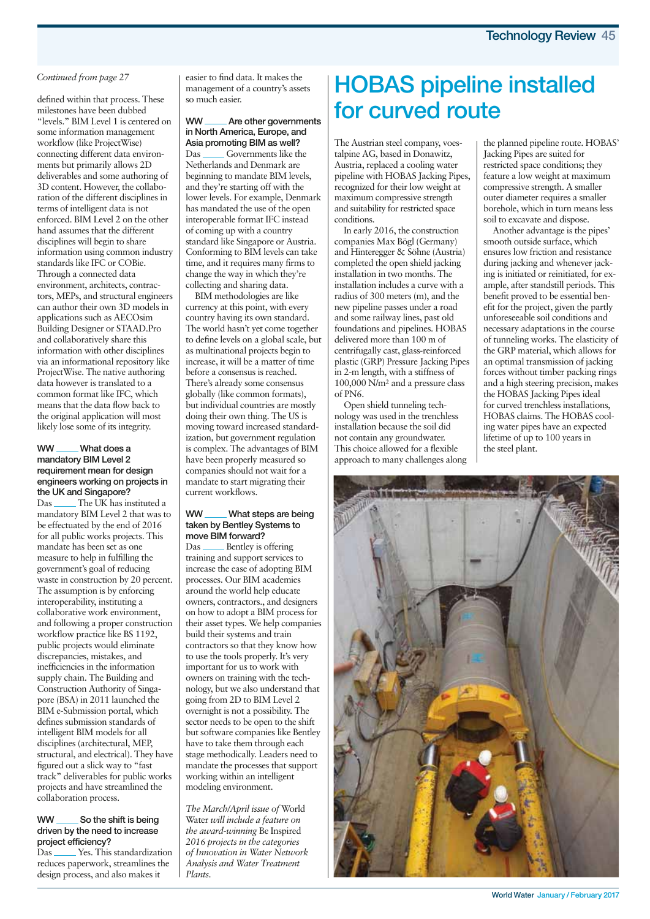*Continued from page 27*

defined within that process. These milestones have been dubbed "levels." BIM Level 1 is centered on some information management workflow (like ProjectWise) connecting different data environments but primarily allows 2D deliverables and some authoring of 3D content. However, the collaboration of the different disciplines in terms of intelligent data is not enforced. BIM Level 2 on the other hand assumes that the different disciplines will begin to share information using common industry standards like IFC or COBie. Through a connected data environment, architects, contractors, MEPs, and structural engineers can author their own 3D models in applications such as AECOsim Building Designer or STAAD.Pro and collaboratively share this information with other disciplines via an informational repository like ProjectWise. The native authoring data however is translated to a common format like IFC, which means that the data flow back to the original application will most likely lose some of its integrity.

**WW _____ What does a mandatory BIM Level 2 requirement mean for design engineers working on projects in the UK and Singapore?**

Das _____ The UK has instituted a mandatory BIM Level 2 that was to be effectuated by the end of 2016 for all public works projects. This mandate has been set as one measure to help in fulfilling the government's goal of reducing waste in construction by 20 percent. The assumption is by enforcing interoperability, instituting a collaborative work environment, and following a proper construction workflow practice like BS 1192, public projects would eliminate discrepancies, mistakes, and inefficiencies in the information supply chain. The Building and Construction Authority of Singapore (BSA) in 2011 launched the BIM e-Submission portal, which defines submission standards of intelligent BIM models for all disciplines (architectural, MEP, structural, and electrical). They have figured out a slick way to "fast track" deliverables for public works projects and have streamlined the collaboration process.

**WW _____ So the shift is being driven by the need to increase project efficiency?**

Das _____ Yes. This standardization reduces paperwork, streamlines the design process, and also makes it easier to find data. It makes the management of a country's assets so much easier.

**WW _____ Are other governments in North America, Europe, and Asia promoting BIM as well?**

Das _____ Governments like the Netherlands and Denmark are beginning to mandate BIM levels, and they're starting off with the lower levels. For example, Denmark has mandated the use of the open interoperable format IFC instead of coming up with a country standard like Singapore or Austria. Conforming to BIM levels can take time, and it requires many firms to change the way in which they're collecting and sharing data.

BIM methodologies are like currency at this point, with every country having its own standard. The world hasn't yet come together to define levels on a global scale, but as multinational projects begin to increase, it will be a matter of time before a consensus is reached. There's already some consensus globally (like common formats), but individual countries are mostly doing their own thing. The US is moving toward increased standardization, but government regulation is complex. The advantages of BIM have been properly measured so companies should not wait for a mandate to start migrating their current workflows.

**WW _____ What steps are being taken by Bentley Systems to move BIM forward?**

Das _____ Bentley is offering training and support services to increase the ease of adopting BIM processes. Our BIM academies around the world help educate owners, contractors., and designers on how to adopt a BIM process for their asset types. We help companies build their systems and train contractors so that they know how to use the tools properly. It's very important for us to work with owners on training with the technology, but we also understand that going from 2D to BIM Level 2 overnight is not a possibility. The sector needs to be open to the shift but software companies like Bentley have to take them through each stage methodically. Leaders need to mandate the processes that support working within an intelligent modeling environment.

*The March/April issue of* World Water *will include a feature on the award-winning* Be Inspired *2016 projects in the categories of Innovation in Water Network Analysis and Water Treatment Plants.*

# HOBAS pipeline installed for curved route

The Austrian steel company, voestalpine AG, based in Donawitz, Austria, replaced a cooling water pipeline with HOBAS Jacking Pipes, recognized for their low weight at maximum compressive strength and suitability for restricted space conditions.

In early 2016, the construction companies Max Bögl (Germany) and Hinteregger & Söhne (Austria) completed the open shield jacking installation in two months. The installation includes a curve with a radius of 300 meters (m), and the new pipeline passes under a road and some railway lines, past old foundations and pipelines. HOBAS delivered more than 100 m of centrifugally cast, glass-reinforced plastic (GRP) Pressure Jacking Pipes in 2-m length, with a stiffness of 100,000 N/m² and a pressure class of PN6.

Open shield tunneling technology was used in the trenchless installation because the soil did not contain any groundwater. This choice allowed for a flexible approach to many challenges along the planned pipeline route. HOBAS' Jacking Pipes are suited for restricted space conditions; they feature a low weight at maximum compressive strength. A smaller outer diameter requires a smaller borehole, which in turn means less soil to excavate and dispose.

Another advantage is the pipes' smooth outside surface, which ensures low friction and resistance during jacking and whenever jacking is initiated or reinitiated, for example, after standstill periods. This benefit proved to be essential benefit for the project, given the partly unforeseeable soil conditions and necessary adaptations in the course of tunneling works. The elasticity of the GRP material, which allows for an optimal transmission of jacking forces without timber packing rings and a high steering precision, makes the HOBAS Jacking Pipes ideal for curved trenchless installations, HOBAS claims. The HOBAS cooling water pipes have an expected lifetime of up to 100 years in the steel plant.